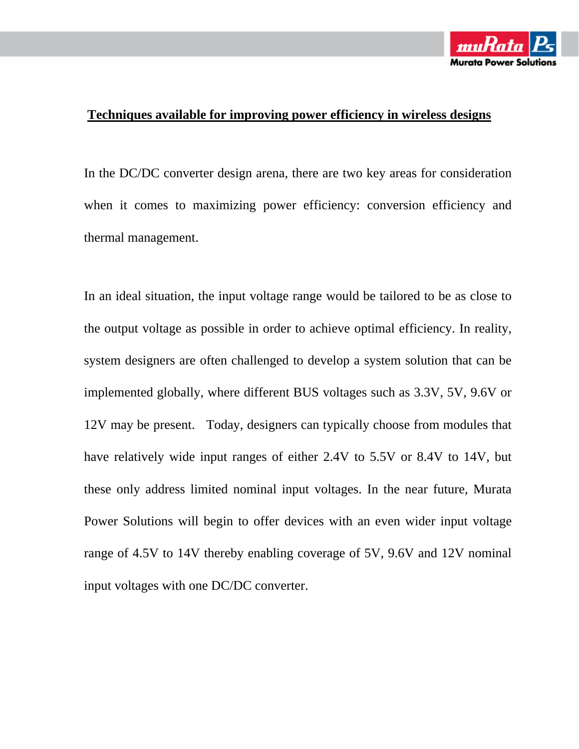# Techniques available for improving power efficiency in wireless designs

In the DC/DC converter design arena, there are two key areas for consideration when it comes to maximizing power efficiency: conversion efficiency and thermal management.

In an ideal situation, the input voltage range would be tailored to be as close to the output voltage as possible in order to achieve optimal efficiency. In reality, system designers are often challenged to develop a system solution that can be implemented globally, where different BUS voltages such as 3.3V, 5V, 9.6V or 12V may be present. Today, designers can typically choose from modules that have relatively wide input ranges of either 2.4V to 5.5V or 8.4V to 14V, but these only address limited nominal input voltages. In the near future, Murata Power Solutions will begin to offer devices with an even wider input voltage range of 4.5V to 14V thereby enabling coverage of 5V, 9.6V and 12V nominal input voltages with one DC/DC converter.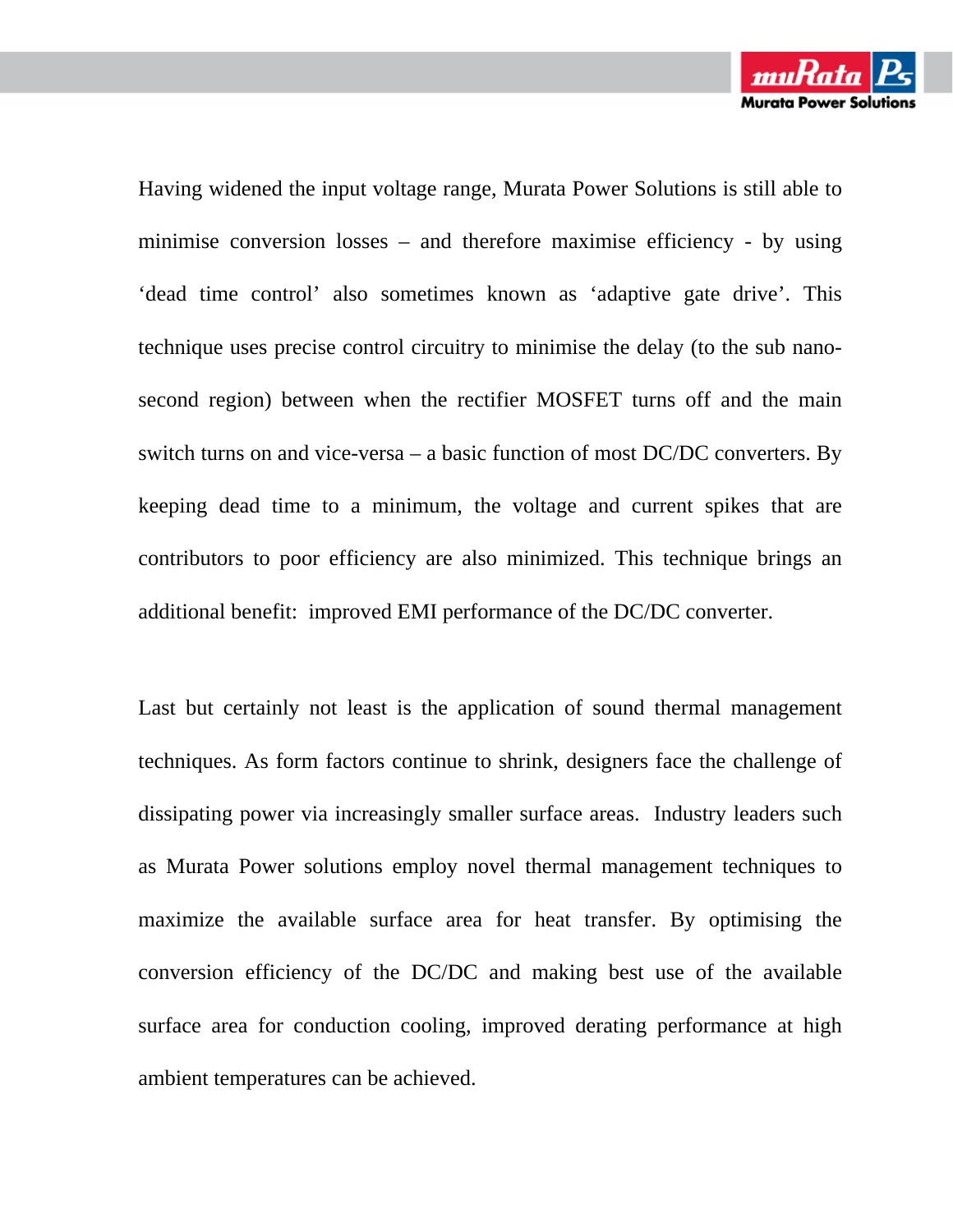Having widened the input voltage range, Murata Power Solutions is still able to minimise conversion losses – and therefore maximise efficiency - by using 'dead time control' also sometimes known as 'adaptive gate drive'. This technique uses precise control circuitry to minimise the delay (to the sub nano-second region) between when the rectifier MOSFET turns off and the main switch turns on and vice-versa – a basic function of most DC/DC converters. By keeping dead time to a minimum, the voltage and current spikes that are contributors to poor efficiency are also minimized. This technique brings an additional benefit: improved EMI performance of the DC/DC converter.

Last but certainly not least is the application of sound thermal management techniques. As form factors continue to shrink, designers face the challenge of dissipating power via increasingly smaller surface areas. Industry leaders such as Murata Power solutions employ novel thermal management techniques to maximize the available surface area for heat transfer. By optimising the conversion efficiency of the DC/DC and making best use of the available surface area for conduction cooling, improved derating performance at high ambient temperatures can be achieved.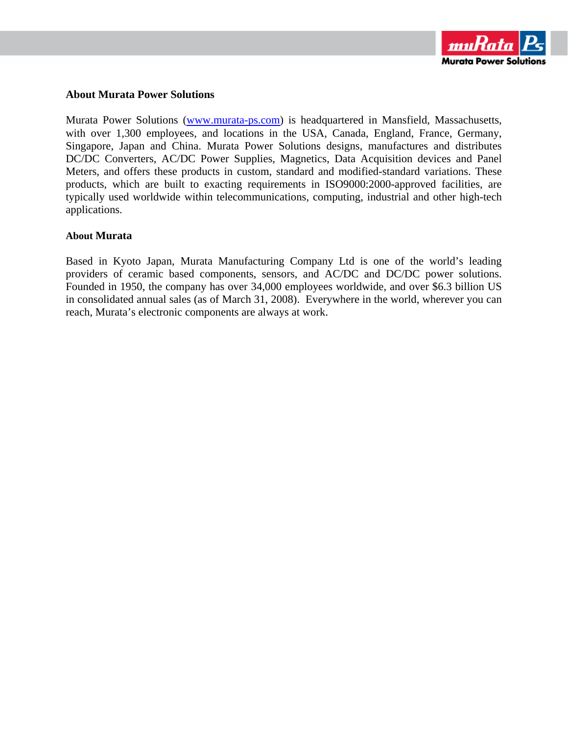**About Murata Power Solutions**

Murata Power Solutions ([www.murata-ps.com](http://www.murata-ps.com)) is headquartered in Mansfield, Massachusetts, with over 1,300 employees, and locations in the USA, Canada, England, France, Germany, Singapore, Japan and China. Murata Power Solutions designs, manufactures and distributes DC/DC Converters, AC/DC Power Supplies, Magnetics, Data Acquisition devices and Panel Meters, and offers these products in custom, standard and modified-standard variations. These products, which are built to exacting requirements in ISO9000:2000-approved facilities, are typically used worldwide within telecommunications, computing, industrial and other high-tech applications.

**About Murata**

Based in Kyoto Japan, Murata Manufacturing Company Ltd is one of the world's leading providers of ceramic based components, sensors, and AC/DC and DC/DC power solutions. Founded in 1950, the company has over 34,000 employees worldwide, and over $6.3 billion US in consolidated annual sales (as of March 31, 2008). Everywhere in the world, wherever you can reach, Murata's electronic components are always at work.